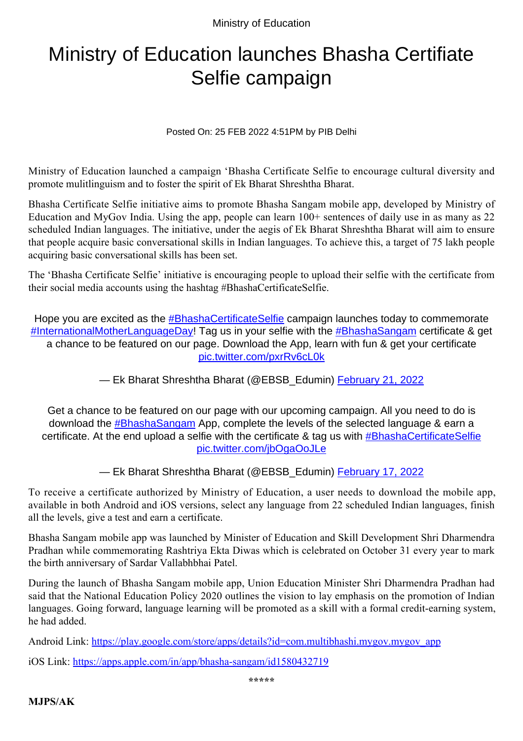Ministry of Education

# Ministry of Education launches Bhasha Certifiate Selfie campaign

Posted On: 25 FEB 2022 4:51PM by PIB Delhi

Ministry of Education launched a campaign 'Bhasha Certificate Selfie to encourage cultural diversity and promote mulitlinguism and to foster the spirit of Ek Bharat Shreshtha Bharat.

Bhasha Certificate Selfie initiative aims to promote Bhasha Sangam mobile app, developed by Ministry of Education and MyGov India. Using the app, people can learn 100+ sentences of daily use in as many as 22 scheduled Indian languages. The initiative, under the aegis of Ek Bharat Shreshtha Bharat will aim to ensure that people acquire basic conversational skills in Indian languages. To achieve this, a target of 75 lakh people acquiring basic conversational skills has been set.

The 'Bhasha Certificate Selfie' initiative is encouraging people to upload their selfie with the certificate from their social media accounts using the hashtag #BhashaCertificateSelfie.

> Hope you are excited as the [#BhashaCertificateSelfie](#) campaign launches today to commemorate [#InternationalMotherLanguageDay](#)! Tag us in your selfie with the [#BhashaSangam](#) certificate & get a chance to be featured on our page. Download the App, learn with fun & get your certificate [pic.twitter.com/pxrRv6cL0k](#)
>
> — Ek Bharat Shreshtha Bharat (@EBSB_Edumin) [February 21, 2022](#)

> Get a chance to be featured on our page with our upcoming campaign. All you need to do is download the [#BhashaSangam](#) App, complete the levels of the selected language & earn a certificate. At the end upload a selfie with the certificate & tag us with [#BhashaCertificateSelfie](#) [pic.twitter.com/jbOgaOoJLe](#)
>
> — Ek Bharat Shreshtha Bharat (@EBSB_Edumin) [February 17, 2022](#)

To receive a certificate authorized by Ministry of Education, a user needs to download the mobile app, available in both Android and iOS versions, select any language from 22 scheduled Indian languages, finish all the levels, give a test and earn a certificate.

Bhasha Sangam mobile app was launched by Minister of Education and Skill Development Shri Dharmendra Pradhan while commemorating Rashtriya Ekta Diwas which is celebrated on October 31 every year to mark the birth anniversary of Sardar Vallabhbhai Patel.

During the launch of Bhasha Sangam mobile app, Union Education Minister Shri Dharmendra Pradhan had said that the National Education Policy 2020 outlines the vision to lay emphasis on the promotion of Indian languages. Going forward, language learning will be promoted as a skill with a formal credit-earning system, he had added.

Android Link: https://play.google.com/store/apps/details?id=com.multibhashi.mygov.mygov_app

iOS Link: https://apps.apple.com/in/app/bhasha-sangam/id1580432719

*****

**MJPS/AK**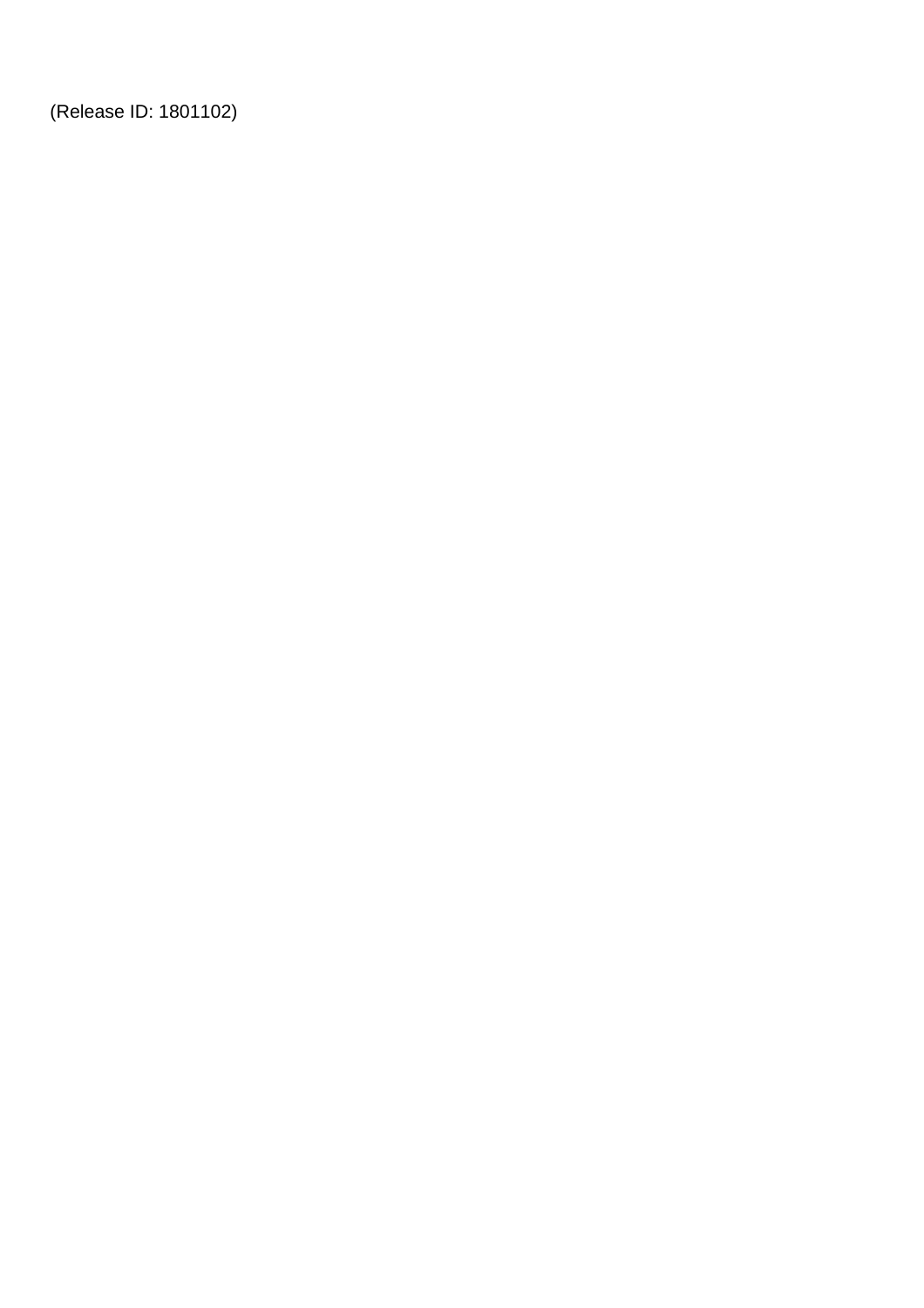(Release ID: 1801102)